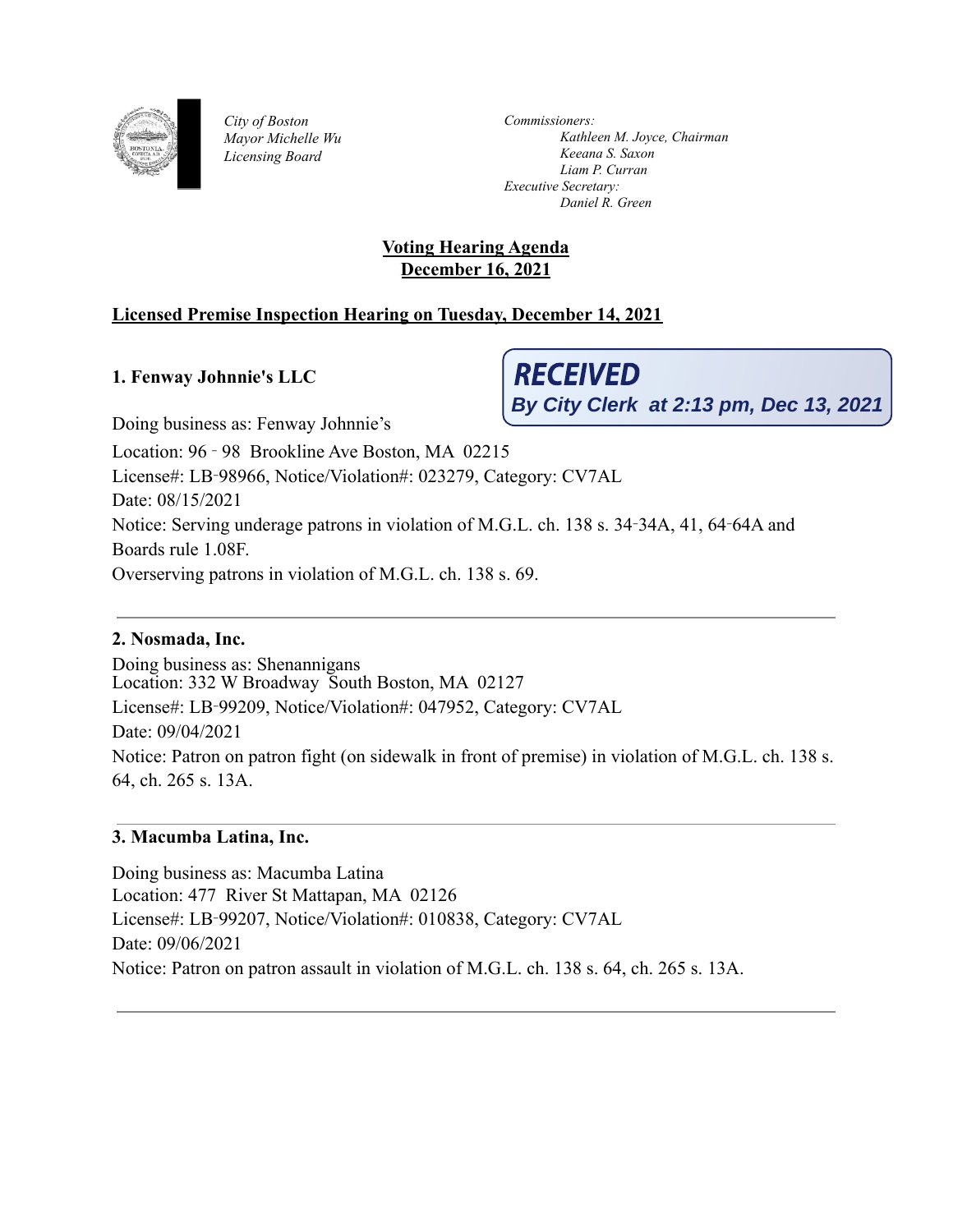City of Boston
Mayor Michelle Wu
Licensing Board

*Commissioners:*
*Kathleen M. Joyce, Chairman*
*Keeana S. Saxon*
*Liam P. Curran*
*Executive Secretary:*
*Daniel R. Green*

**RECEIVED**
**By City Clerk at 2:13 pm, Dec 13, 2021**

# Voting Hearing Agenda
# December 16, 2021

## Licensed Premise Inspection Hearing on Tuesday, December 14, 2021

### 1. Fenway Johnnie's LLC

Doing business as: Fenway Johnnie's
Location: 96 - 98 Brookline Ave Boston, MA 02215
License#: LB-98966, Notice/Violation#: 023279, Category: CV7AL
Date: 08/15/2021
Notice: Serving underage patrons in violation of M.G.L. ch. 138 s. 34-34A, 41, 64-64A and Boards rule 1.08F.
Overserving patrons in violation of M.G.L. ch. 138 s. 69.

---

### 2. Nosmada, Inc.

Doing business as: Shenannigans
Location: 332 W Broadway South Boston, MA 02127
License#: LB-99209, Notice/Violation#: 047952, Category: CV7AL
Date: 09/04/2021
Notice: Patron on patron fight (on sidewalk in front of premise) in violation of M.G.L. ch. 138 s. 64, ch. 265 s. 13A.

---

### 3. Macumba Latina, Inc.

Doing business as: Macumba Latina
Location: 477 River St Mattapan, MA 02126
License#: LB-99207, Notice/Violation#: 010838, Category: CV7AL
Date: 09/06/2021
Notice: Patron on patron assault in violation of M.G.L. ch. 138 s. 64, ch. 265 s. 13A.

---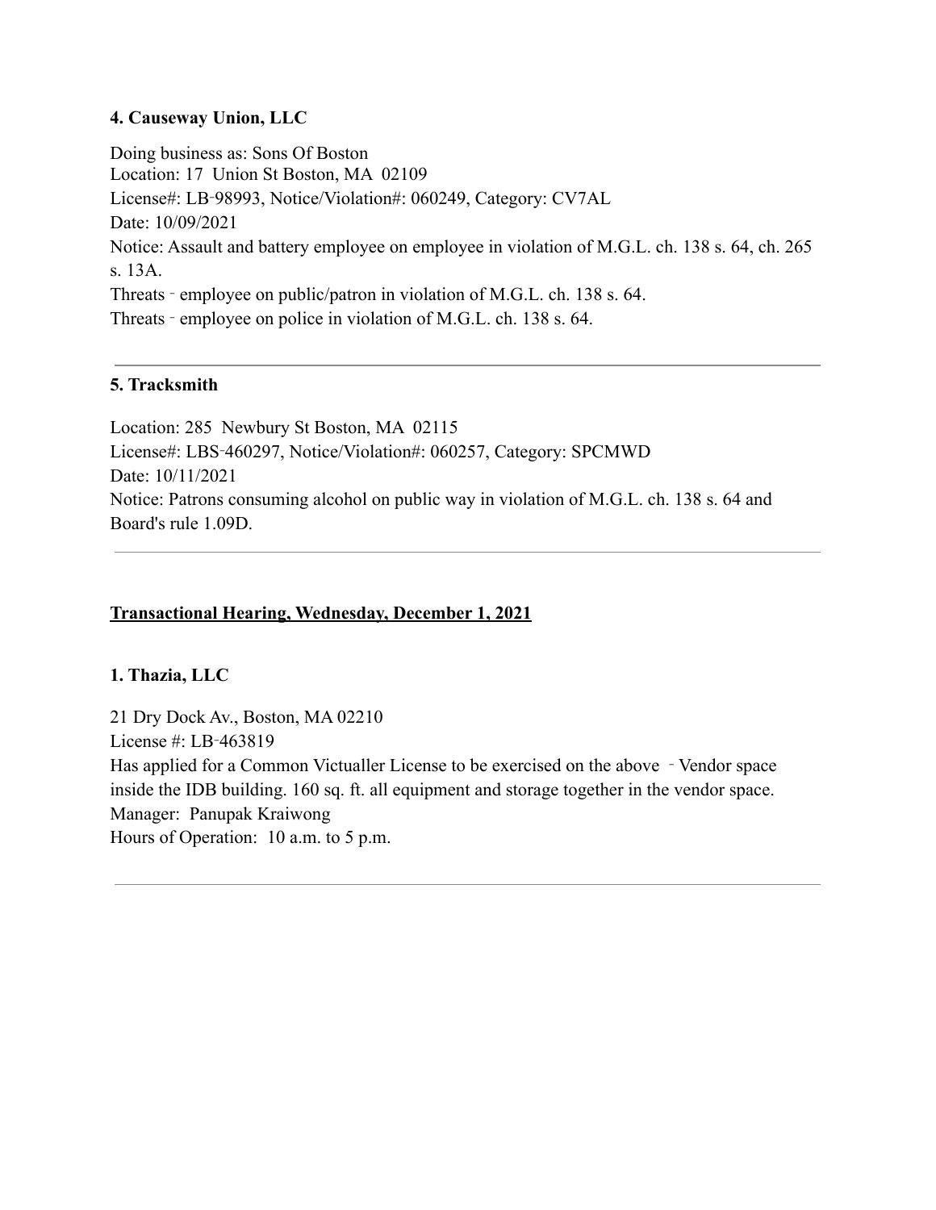**4. Causeway Union, LLC**

Doing business as: Sons Of Boston
Location: 17 Union St Boston, MA 02109
License#: LB-98993, Notice/Violation#: 060249, Category: CV7AL
Date: 10/09/2021
Notice: Assault and battery employee on employee in violation of M.G.L. ch. 138 s. 64, ch. 265 s. 13A.
Threats - employee on public/patron in violation of M.G.L. ch. 138 s. 64.
Threats - employee on police in violation of M.G.L. ch. 138 s. 64.

---

**5. Tracksmith**

Location: 285 Newbury St Boston, MA 02115
License#: LBS-460297, Notice/Violation#: 060257, Category: SPCMWD
Date: 10/11/2021
Notice: Patrons consuming alcohol on public way in violation of M.G.L. ch. 138 s. 64 and Board's rule 1.09D.

---

## Transactional Hearing, Wednesday, December 1, 2021

**1. Thazia, LLC**

21 Dry Dock Av., Boston, MA 02210
License #: LB-463819
Has applied for a Common Victualler License to be exercised on the above - Vendor space inside the IDB building. 160 sq. ft. all equipment and storage together in the vendor space.
Manager: Panupak Kraiwong
Hours of Operation: 10 a.m. to 5 p.m.

---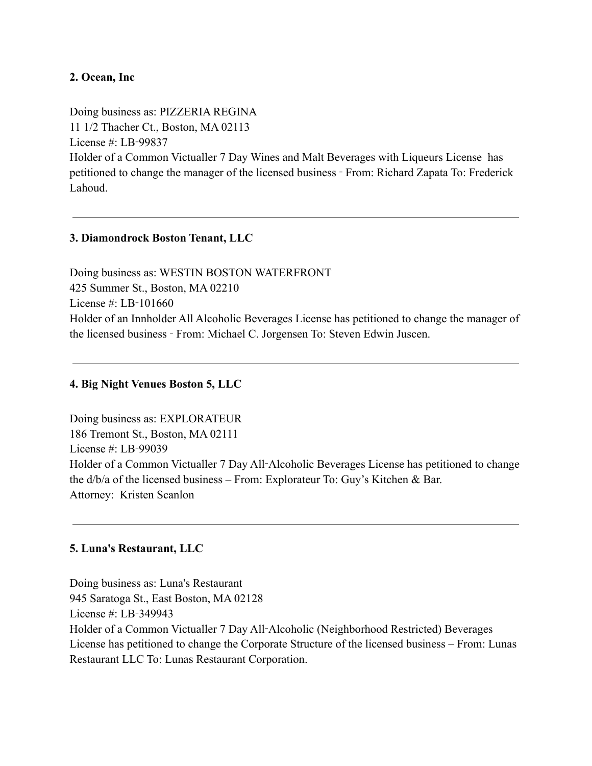**2. Ocean, Inc**

Doing business as: PIZZERIA REGINA
11 1/2 Thacher Ct., Boston, MA 02113
License #: LB-99837
Holder of a Common Victualler 7 Day Wines and Malt Beverages with Liqueurs License has petitioned to change the manager of the licensed business - From: Richard Zapata To: Frederick Lahoud.

---

**3. Diamondrock Boston Tenant, LLC**

Doing business as: WESTIN BOSTON WATERFRONT
425 Summer St., Boston, MA 02210
License #: LB-101660
Holder of an Innholder All Alcoholic Beverages License has petitioned to change the manager of the licensed business - From: Michael C. Jorgensen To: Steven Edwin Juscen.

---

**4. Big Night Venues Boston 5, LLC**

Doing business as: EXPLORATEUR
186 Tremont St., Boston, MA 02111
License #: LB-99039
Holder of a Common Victualler 7 Day All-Alcoholic Beverages License has petitioned to change the d/b/a of the licensed business – From: Explorateur To: Guy's Kitchen & Bar.
Attorney: Kristen Scanlon

---

**5. Luna's Restaurant, LLC**

Doing business as: Luna's Restaurant
945 Saratoga St., East Boston, MA 02128
License #: LB-349943
Holder of a Common Victualler 7 Day All-Alcoholic (Neighborhood Restricted) Beverages License has petitioned to change the Corporate Structure of the licensed business – From: Lunas Restaurant LLC To: Lunas Restaurant Corporation.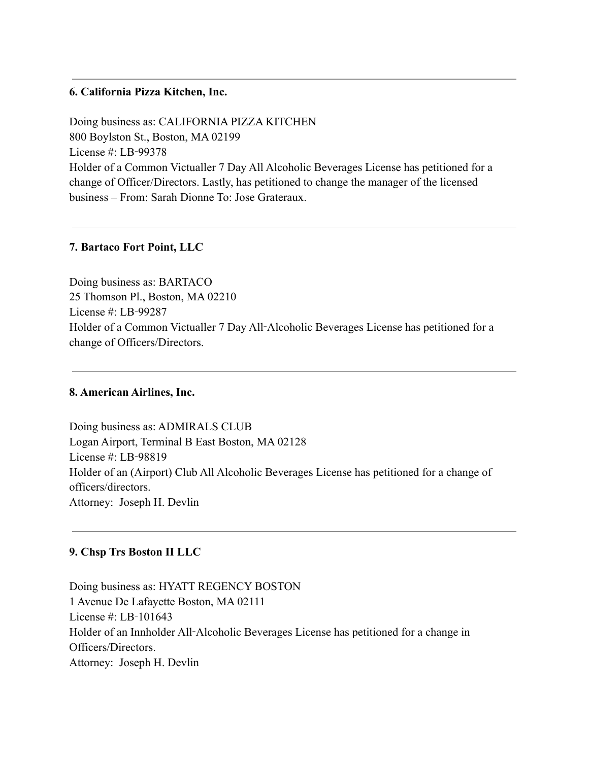---

**6. California Pizza Kitchen, Inc.**

Doing business as: CALIFORNIA PIZZA KITCHEN
800 Boylston St., Boston, MA 02199
License #: LB-99378
Holder of a Common Victualler 7 Day All Alcoholic Beverages License has petitioned for a change of Officer/Directors. Lastly, has petitioned to change the manager of the licensed business – From: Sarah Dionne To: Jose Grateraux.

---

**7. Bartaco Fort Point, LLC**

Doing business as: BARTACO
25 Thomson Pl., Boston, MA 02210
License #: LB-99287
Holder of a Common Victualler 7 Day All-Alcoholic Beverages License has petitioned for a change of Officers/Directors.

---

**8. American Airlines, Inc.**

Doing business as: ADMIRALS CLUB
Logan Airport, Terminal B East Boston, MA 02128
License #: LB-98819
Holder of an (Airport) Club All Alcoholic Beverages License has petitioned for a change of officers/directors.
Attorney: Joseph H. Devlin

---

**9. Chsp Trs Boston II LLC**

Doing business as: HYATT REGENCY BOSTON
1 Avenue De Lafayette Boston, MA 02111
License #: LB-101643
Holder of an Innholder All-Alcoholic Beverages License has petitioned for a change in Officers/Directors.
Attorney: Joseph H. Devlin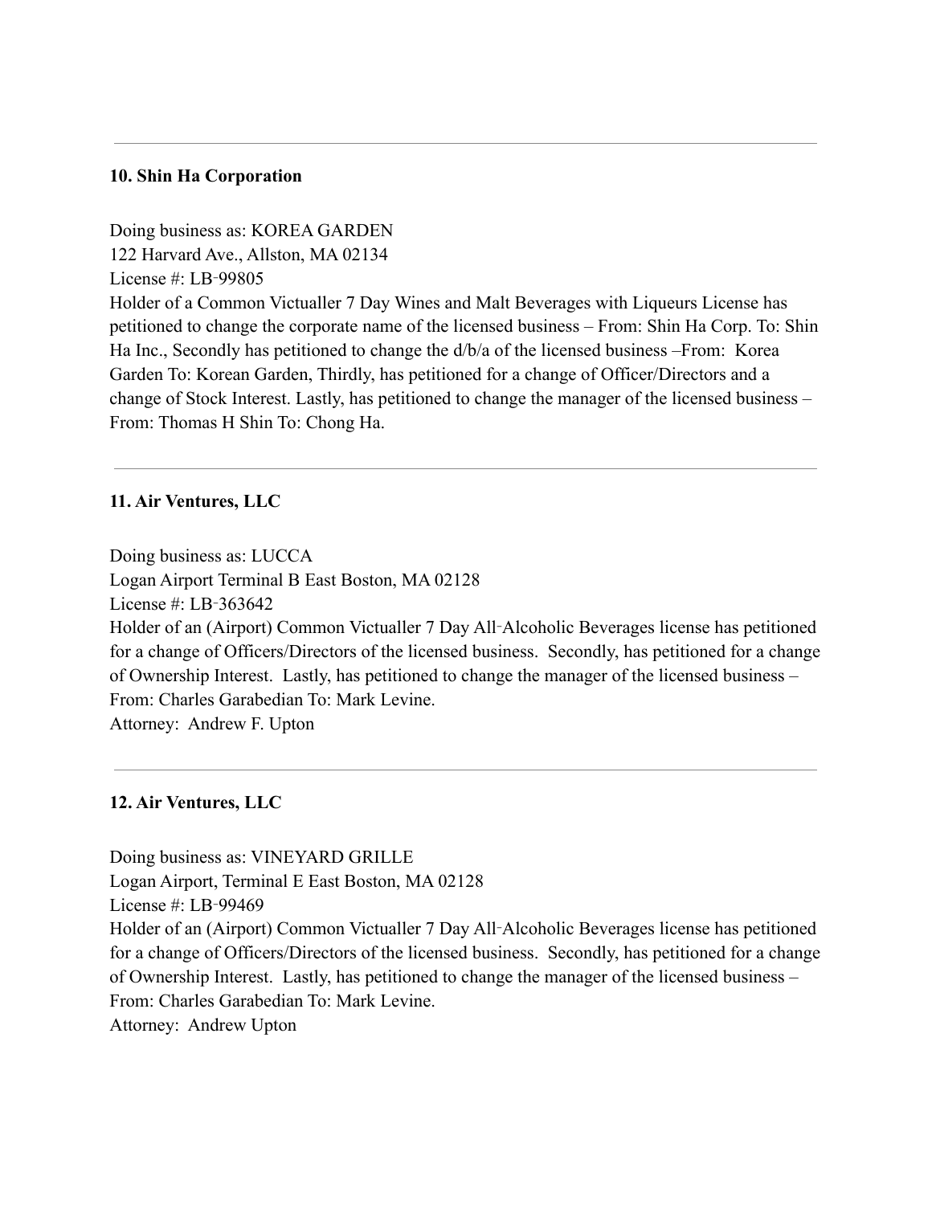---

### 10. Shin Ha Corporation

Doing business as: KOREA GARDEN
122 Harvard Ave., Allston, MA 02134
License #: LB-99805
Holder of a Common Victualler 7 Day Wines and Malt Beverages with Liqueurs License has petitioned to change the corporate name of the licensed business – From: Shin Ha Corp. To: Shin Ha Inc., Secondly has petitioned to change the d/b/a of the licensed business –From: Korea Garden To: Korean Garden, Thirdly, has petitioned for a change of Officer/Directors and a change of Stock Interest. Lastly, has petitioned to change the manager of the licensed business – From: Thomas H Shin To: Chong Ha.

---

### 11. Air Ventures, LLC

Doing business as: LUCCA
Logan Airport Terminal B East Boston, MA 02128
License #: LB-363642
Holder of an (Airport) Common Victualler 7 Day All-Alcoholic Beverages license has petitioned for a change of Officers/Directors of the licensed business. Secondly, has petitioned for a change of Ownership Interest. Lastly, has petitioned to change the manager of the licensed business – From: Charles Garabedian To: Mark Levine.
Attorney: Andrew F. Upton

---

### 12. Air Ventures, LLC

Doing business as: VINEYARD GRILLE
Logan Airport, Terminal E East Boston, MA 02128
License #: LB-99469
Holder of an (Airport) Common Victualler 7 Day All-Alcoholic Beverages license has petitioned for a change of Officers/Directors of the licensed business. Secondly, has petitioned for a change of Ownership Interest. Lastly, has petitioned to change the manager of the licensed business – From: Charles Garabedian To: Mark Levine.
Attorney: Andrew Upton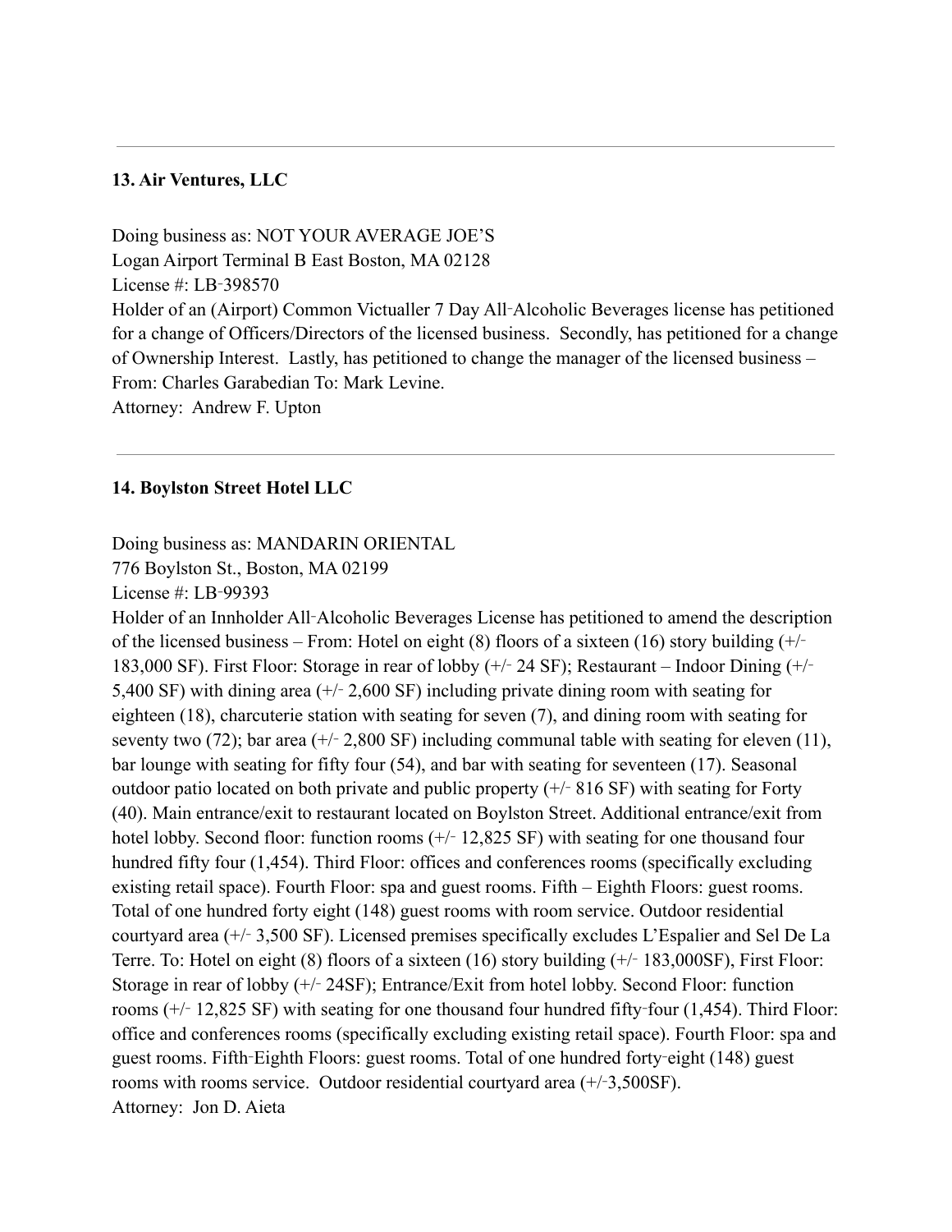---

**13. Air Ventures, LLC**

Doing business as: NOT YOUR AVERAGE JOE'S
Logan Airport Terminal B East Boston, MA 02128
License #: LB-398570
Holder of an (Airport) Common Victualler 7 Day All-Alcoholic Beverages license has petitioned for a change of Officers/Directors of the licensed business. Secondly, has petitioned for a change of Ownership Interest. Lastly, has petitioned to change the manager of the licensed business – From: Charles Garabedian To: Mark Levine.
Attorney: Andrew F. Upton

---

**14. Boylston Street Hotel LLC**

Doing business as: MANDARIN ORIENTAL
776 Boylston St., Boston, MA 02199
License #: LB-99393
Holder of an Innholder All-Alcoholic Beverages License has petitioned to amend the description of the licensed business – From: Hotel on eight (8) floors of a sixteen (16) story building (+/- 183,000 SF). First Floor: Storage in rear of lobby (+/- 24 SF); Restaurant – Indoor Dining (+/- 5,400 SF) with dining area (+/- 2,600 SF) including private dining room with seating for eighteen (18), charcuterie station with seating for seven (7), and dining room with seating for seventy two (72); bar area (+/- 2,800 SF) including communal table with seating for eleven (11), bar lounge with seating for fifty four (54), and bar with seating for seventeen (17). Seasonal outdoor patio located on both private and public property (+/- 816 SF) with seating for Forty (40). Main entrance/exit to restaurant located on Boylston Street. Additional entrance/exit from hotel lobby. Second floor: function rooms (+/- 12,825 SF) with seating for one thousand four hundred fifty four (1,454). Third Floor: offices and conferences rooms (specifically excluding existing retail space). Fourth Floor: spa and guest rooms. Fifth – Eighth Floors: guest rooms. Total of one hundred forty eight (148) guest rooms with room service. Outdoor residential courtyard area (+/- 3,500 SF). Licensed premises specifically excludes L'Espalier and Sel De La Terre. To: Hotel on eight (8) floors of a sixteen (16) story building (+/- 183,000SF), First Floor: Storage in rear of lobby (+/- 24SF); Entrance/Exit from hotel lobby. Second Floor: function rooms (+/- 12,825 SF) with seating for one thousand four hundred fifty-four (1,454). Third Floor: office and conferences rooms (specifically excluding existing retail space). Fourth Floor: spa and guest rooms. Fifth-Eighth Floors: guest rooms. Total of one hundred forty-eight (148) guest rooms with rooms service. Outdoor residential courtyard area (+/-3,500SF).
Attorney: Jon D. Aieta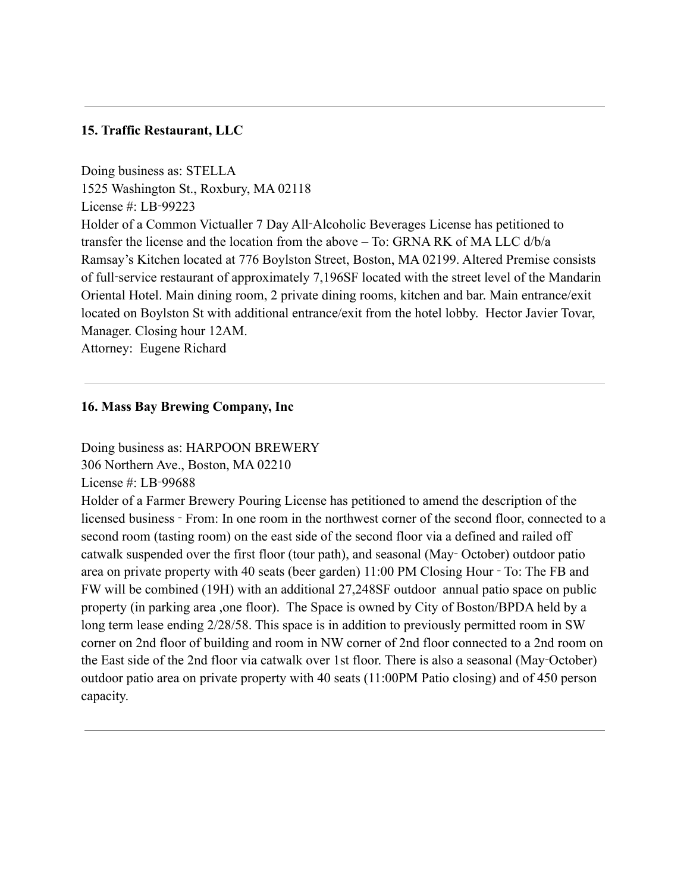---

### 15. Traffic Restaurant, LLC

Doing business as: STELLA
1525 Washington St., Roxbury, MA 02118
License #: LB-99223
Holder of a Common Victualler 7 Day All-Alcoholic Beverages License has petitioned to transfer the license and the location from the above – To: GRNA RK of MA LLC d/b/a Ramsay's Kitchen located at 776 Boylston Street, Boston, MA 02199. Altered Premise consists of full-service restaurant of approximately 7,196SF located with the street level of the Mandarin Oriental Hotel. Main dining room, 2 private dining rooms, kitchen and bar. Main entrance/exit located on Boylston St with additional entrance/exit from the hotel lobby. Hector Javier Tovar, Manager. Closing hour 12AM.
Attorney: Eugene Richard

---

### 16. Mass Bay Brewing Company, Inc

Doing business as: HARPOON BREWERY
306 Northern Ave., Boston, MA 02210
License #: LB-99688
Holder of a Farmer Brewery Pouring License has petitioned to amend the description of the licensed business - From: In one room in the northwest corner of the second floor, connected to a second room (tasting room) on the east side of the second floor via a defined and railed off catwalk suspended over the first floor (tour path), and seasonal (May- October) outdoor patio area on private property with 40 seats (beer garden) 11:00 PM Closing Hour - To: The FB and FW will be combined (19H) with an additional 27,248SF outdoor annual patio space on public property (in parking area ,one floor). The Space is owned by City of Boston/BPDA held by a long term lease ending 2/28/58. This space is in addition to previously permitted room in SW corner on 2nd floor of building and room in NW corner of 2nd floor connected to a 2nd room on the East side of the 2nd floor via catwalk over 1st floor. There is also a seasonal (May-October) outdoor patio area on private property with 40 seats (11:00PM Patio closing) and of 450 person capacity.

---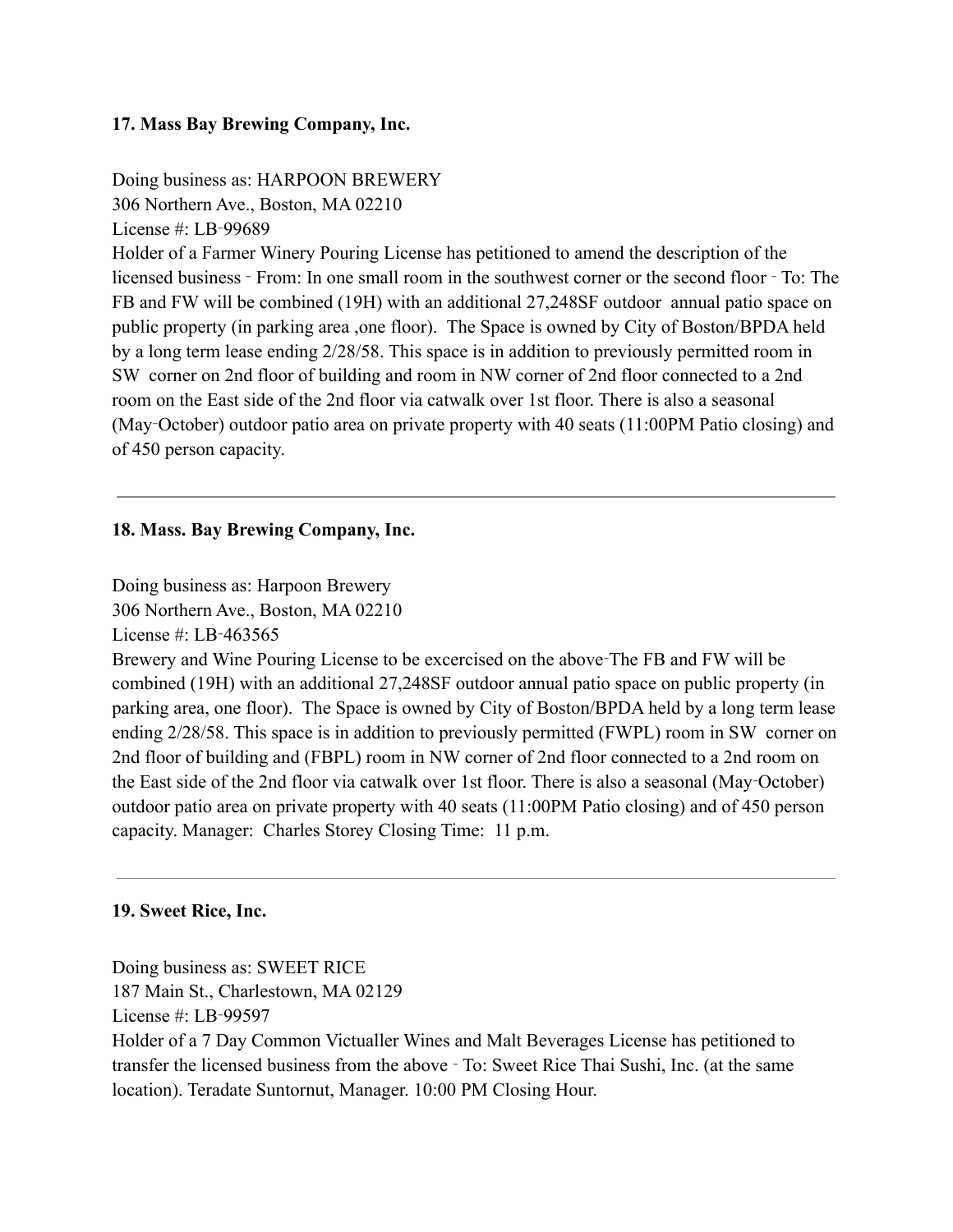**17. Mass Bay Brewing Company, Inc.**

Doing business as: HARPOON BREWERY
306 Northern Ave., Boston, MA 02210
License #: LB‑99689
Holder of a Farmer Winery Pouring License has petitioned to amend the description of the licensed business ‑ From: In one small room in the southwest corner or the second floor ‑ To: The FB and FW will be combined (19H) with an additional 27,248SF outdoor annual patio space on public property (in parking area ,one floor). The Space is owned by City of Boston/BPDA held by a long term lease ending 2/28/58. This space is in addition to previously permitted room in SW corner on 2nd floor of building and room in NW corner of 2nd floor connected to a 2nd room on the East side of the 2nd floor via catwalk over 1st floor. There is also a seasonal (May‑October) outdoor patio area on private property with 40 seats (11:00PM Patio closing) and of 450 person capacity.

---

**18. Mass. Bay Brewing Company, Inc.**

Doing business as: Harpoon Brewery
306 Northern Ave., Boston, MA 02210
License #: LB‑463565
Brewery and Wine Pouring License to be excercised on the above‑The FB and FW will be combined (19H) with an additional 27,248SF outdoor annual patio space on public property (in parking area, one floor). The Space is owned by City of Boston/BPDA held by a long term lease ending 2/28/58. This space is in addition to previously permitted (FWPL) room in SW corner on 2nd floor of building and (FBPL) room in NW corner of 2nd floor connected to a 2nd room on the East side of the 2nd floor via catwalk over 1st floor. There is also a seasonal (May‑October) outdoor patio area on private property with 40 seats (11:00PM Patio closing) and of 450 person capacity. Manager: Charles Storey Closing Time: 11 p.m.

---

**19. Sweet Rice, Inc.**

Doing business as: SWEET RICE
187 Main St., Charlestown, MA 02129
License #: LB‑99597
Holder of a 7 Day Common Victualler Wines and Malt Beverages License has petitioned to transfer the licensed business from the above ‑ To: Sweet Rice Thai Sushi, Inc. (at the same location). Teradate Suntornut, Manager. 10:00 PM Closing Hour.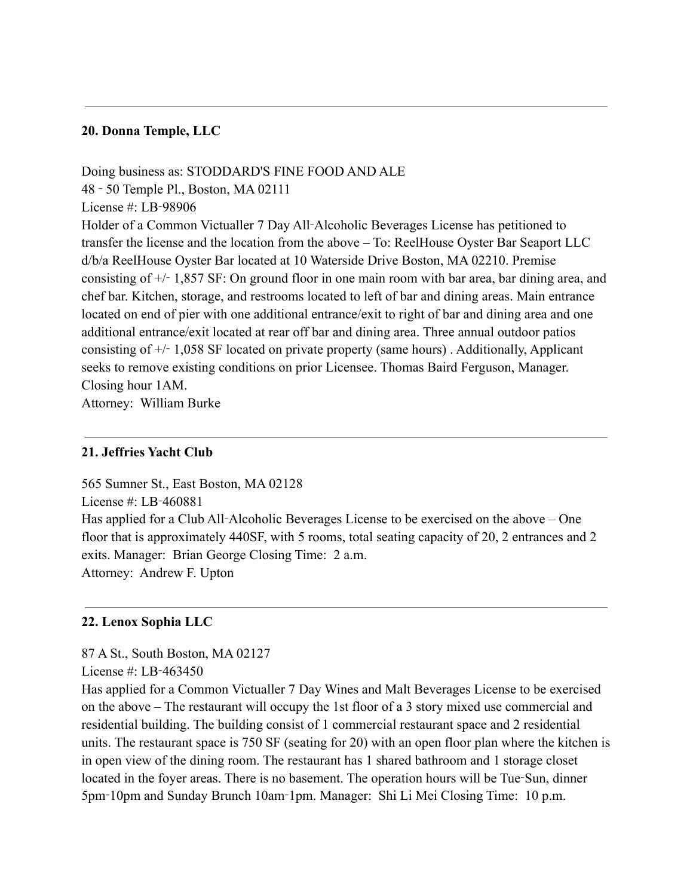---

**20. Donna Temple, LLC**

Doing business as: STODDARD'S FINE FOOD AND ALE
48 ‑ 50 Temple Pl., Boston, MA 02111
License #: LB‑98906
Holder of a Common Victualler 7 Day All‑Alcoholic Beverages License has petitioned to transfer the license and the location from the above – To: ReelHouse Oyster Bar Seaport LLC d/b/a ReelHouse Oyster Bar located at 10 Waterside Drive Boston, MA 02210. Premise consisting of +/‑ 1,857 SF: On ground floor in one main room with bar area, bar dining area, and chef bar. Kitchen, storage, and restrooms located to left of bar and dining areas. Main entrance located on end of pier with one additional entrance/exit to right of bar and dining area and one additional entrance/exit located at rear off bar and dining area. Three annual outdoor patios consisting of +/‑ 1,058 SF located on private property (same hours) . Additionally, Applicant seeks to remove existing conditions on prior Licensee. Thomas Baird Ferguson, Manager. Closing hour 1AM.
Attorney: William Burke

---

**21. Jeffries Yacht Club**

565 Sumner St., East Boston, MA 02128
License #: LB‑460881
Has applied for a Club All‑Alcoholic Beverages License to be exercised on the above – One floor that is approximately 440SF, with 5 rooms, total seating capacity of 20, 2 entrances and 2 exits. Manager: Brian George Closing Time: 2 a.m.
Attorney: Andrew F. Upton

---

**22. Lenox Sophia LLC**

87 A St., South Boston, MA 02127
License #: LB‑463450
Has applied for a Common Victualler 7 Day Wines and Malt Beverages License to be exercised on the above – The restaurant will occupy the 1st floor of a 3 story mixed use commercial and residential building. The building consist of 1 commercial restaurant space and 2 residential units. The restaurant space is 750 SF (seating for 20) with an open floor plan where the kitchen is in open view of the dining room. The restaurant has 1 shared bathroom and 1 storage closet located in the foyer areas. There is no basement. The operation hours will be Tue‑Sun, dinner 5pm‑10pm and Sunday Brunch 10am‑1pm. Manager: Shi Li Mei Closing Time: 10 p.m.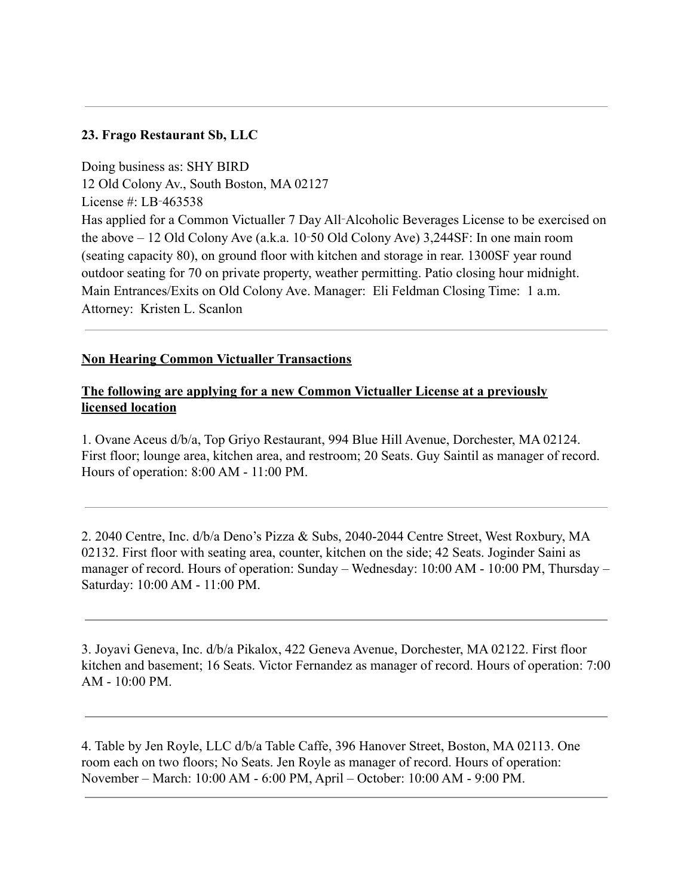---

**23. Frago Restaurant Sb, LLC**

Doing business as: SHY BIRD
12 Old Colony Av., South Boston, MA 02127
License #: LB-463538
Has applied for a Common Victualler 7 Day All-Alcoholic Beverages License to be exercised on the above – 12 Old Colony Ave (a.k.a. 10-50 Old Colony Ave) 3,244SF: In one main room (seating capacity 80), on ground floor with kitchen and storage in rear. 1300SF year round outdoor seating for 70 on private property, weather permitting. Patio closing hour midnight. Main Entrances/Exits on Old Colony Ave. Manager: Eli Feldman Closing Time: 1 a.m.
Attorney: Kristen L. Scanlon

---

**Non Hearing Common Victualler Transactions**

**The following are applying for a new Common Victualler License at a previously licensed location**

1. Ovane Aceus d/b/a, Top Griyo Restaurant, 994 Blue Hill Avenue, Dorchester, MA 02124. First floor; lounge area, kitchen area, and restroom; 20 Seats. Guy Saintil as manager of record. Hours of operation: 8:00 AM - 11:00 PM.

---

2. 2040 Centre, Inc. d/b/a Deno's Pizza & Subs, 2040-2044 Centre Street, West Roxbury, MA 02132. First floor with seating area, counter, kitchen on the side; 42 Seats. Joginder Saini as manager of record. Hours of operation: Sunday – Wednesday: 10:00 AM - 10:00 PM, Thursday – Saturday: 10:00 AM - 11:00 PM.

---

3. Joyavi Geneva, Inc. d/b/a Pikalox, 422 Geneva Avenue, Dorchester, MA 02122. First floor kitchen and basement; 16 Seats. Victor Fernandez as manager of record. Hours of operation: 7:00 AM - 10:00 PM.

---

4. Table by Jen Royle, LLC d/b/a Table Caffe, 396 Hanover Street, Boston, MA 02113. One room each on two floors; No Seats. Jen Royle as manager of record. Hours of operation: November – March: 10:00 AM - 6:00 PM, April – October: 10:00 AM - 9:00 PM.

---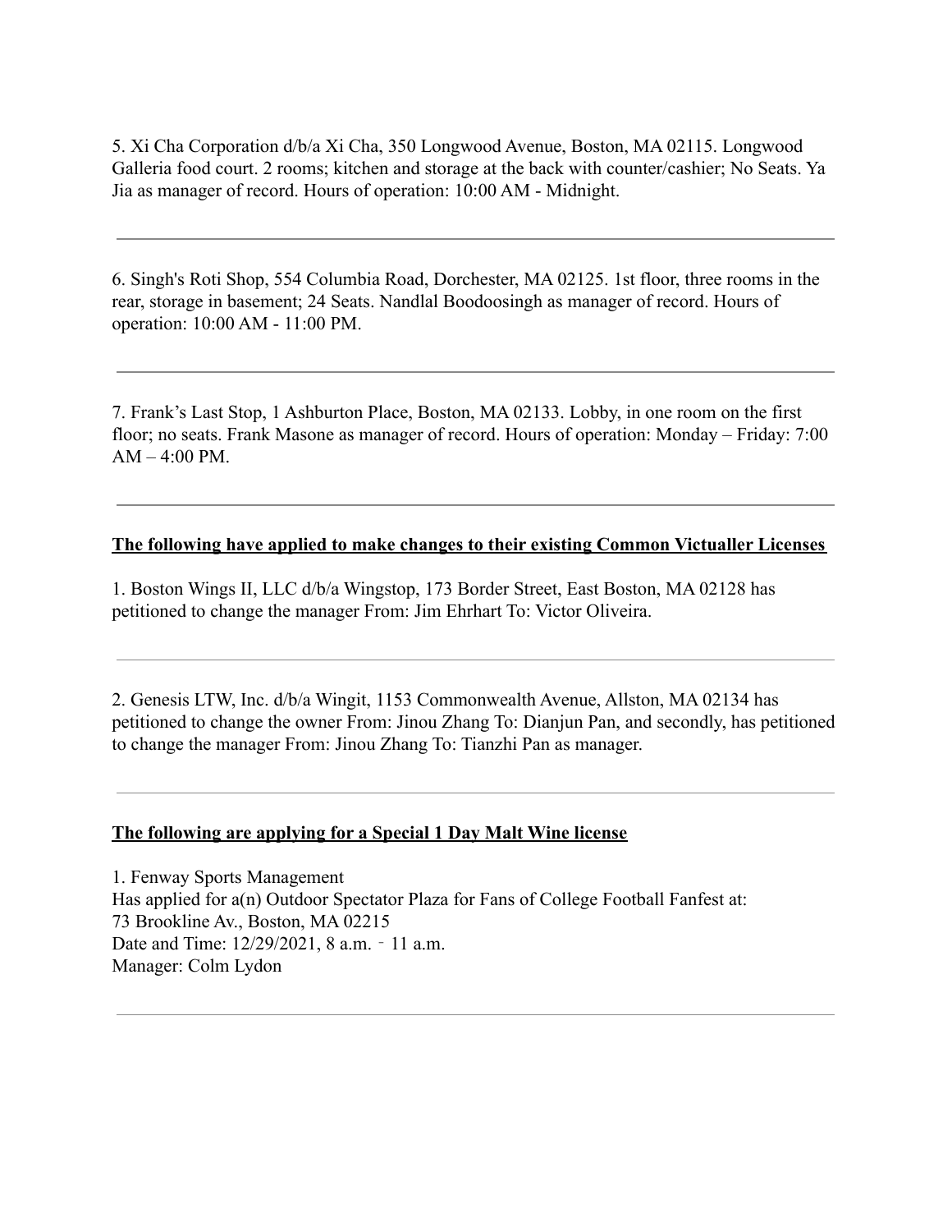5. Xi Cha Corporation d/b/a Xi Cha, 350 Longwood Avenue, Boston, MA 02115. Longwood Galleria food court. 2 rooms; kitchen and storage at the back with counter/cashier; No Seats. Ya Jia as manager of record. Hours of operation: 10:00 AM - Midnight.

---

6. Singh's Roti Shop, 554 Columbia Road, Dorchester, MA 02125. 1st floor, three rooms in the rear, storage in basement; 24 Seats. Nandlal Boodoosingh as manager of record. Hours of operation: 10:00 AM - 11:00 PM.

---

7. Frank's Last Stop, 1 Ashburton Place, Boston, MA 02133. Lobby, in one room on the first floor; no seats. Frank Masone as manager of record. Hours of operation: Monday – Friday: 7:00 AM – 4:00 PM.

---

**The following have applied to make changes to their existing Common Victualler Licenses**

1. Boston Wings II, LLC d/b/a Wingstop, 173 Border Street, East Boston, MA 02128 has petitioned to change the manager From: Jim Ehrhart To: Victor Oliveira.

---

2. Genesis LTW, Inc. d/b/a Wingit, 1153 Commonwealth Avenue, Allston, MA 02134 has petitioned to change the owner From: Jinou Zhang To: Dianjun Pan, and secondly, has petitioned to change the manager From: Jinou Zhang To: Tianzhi Pan as manager.

---

**The following are applying for a Special 1 Day Malt Wine license**

1. Fenway Sports Management
Has applied for a(n) Outdoor Spectator Plaza for Fans of College Football Fanfest at:
73 Brookline Av., Boston, MA 02215
Date and Time: 12/29/2021, 8 a.m. ‑ 11 a.m.
Manager: Colm Lydon

---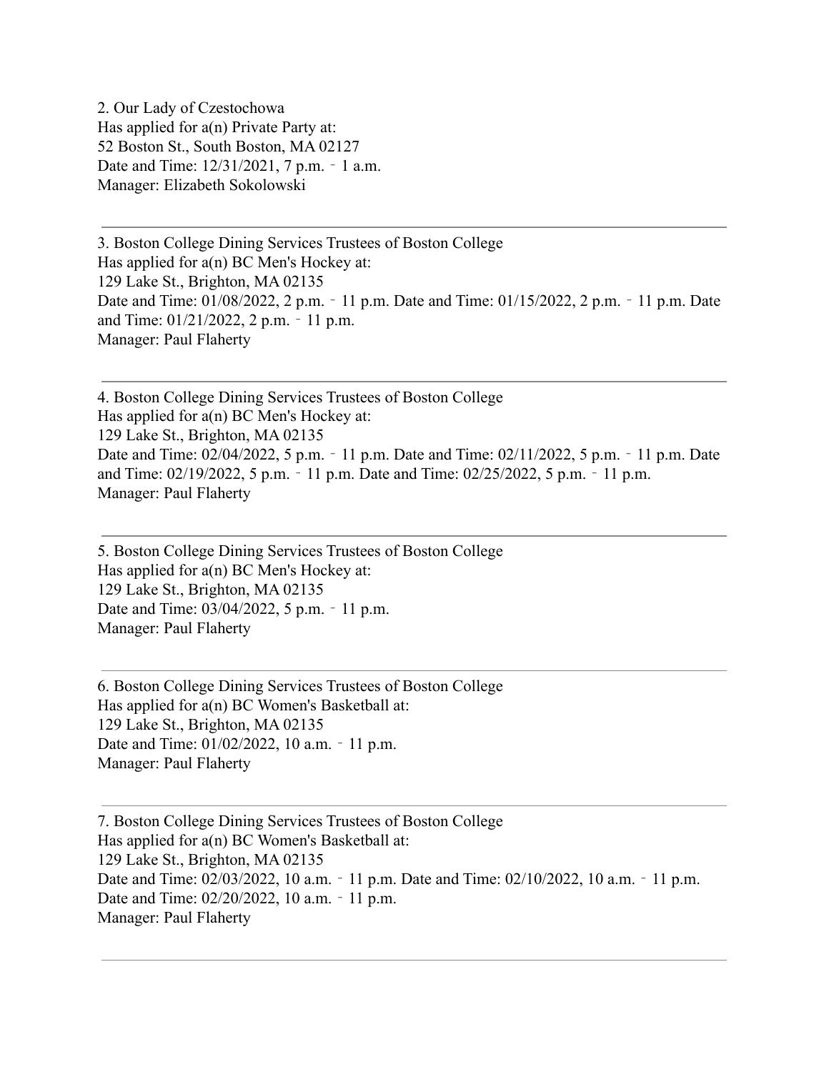2. Our Lady of Czestochowa
Has applied for a(n) Private Party at:
52 Boston St., South Boston, MA 02127
Date and Time: 12/31/2021, 7 p.m. ‑ 1 a.m.
Manager: Elizabeth Sokolowski

---

3. Boston College Dining Services Trustees of Boston College
Has applied for a(n) BC Men's Hockey at:
129 Lake St., Brighton, MA 02135
Date and Time: 01/08/2022, 2 p.m. ‑ 11 p.m. Date and Time: 01/15/2022, 2 p.m. ‑ 11 p.m. Date and Time: 01/21/2022, 2 p.m. ‑ 11 p.m.
Manager: Paul Flaherty

---

4. Boston College Dining Services Trustees of Boston College
Has applied for a(n) BC Men's Hockey at:
129 Lake St., Brighton, MA 02135
Date and Time: 02/04/2022, 5 p.m. ‑ 11 p.m. Date and Time: 02/11/2022, 5 p.m. ‑ 11 p.m. Date and Time: 02/19/2022, 5 p.m. ‑ 11 p.m. Date and Time: 02/25/2022, 5 p.m. ‑ 11 p.m.
Manager: Paul Flaherty

---

5. Boston College Dining Services Trustees of Boston College
Has applied for a(n) BC Men's Hockey at:
129 Lake St., Brighton, MA 02135
Date and Time: 03/04/2022, 5 p.m. ‑ 11 p.m.
Manager: Paul Flaherty

---

6. Boston College Dining Services Trustees of Boston College
Has applied for a(n) BC Women's Basketball at:
129 Lake St., Brighton, MA 02135
Date and Time: 01/02/2022, 10 a.m. ‑ 11 p.m.
Manager: Paul Flaherty

---

7. Boston College Dining Services Trustees of Boston College
Has applied for a(n) BC Women's Basketball at:
129 Lake St., Brighton, MA 02135
Date and Time: 02/03/2022, 10 a.m. ‑ 11 p.m. Date and Time: 02/10/2022, 10 a.m. ‑ 11 p.m. Date and Time: 02/20/2022, 10 a.m. ‑ 11 p.m.
Manager: Paul Flaherty

---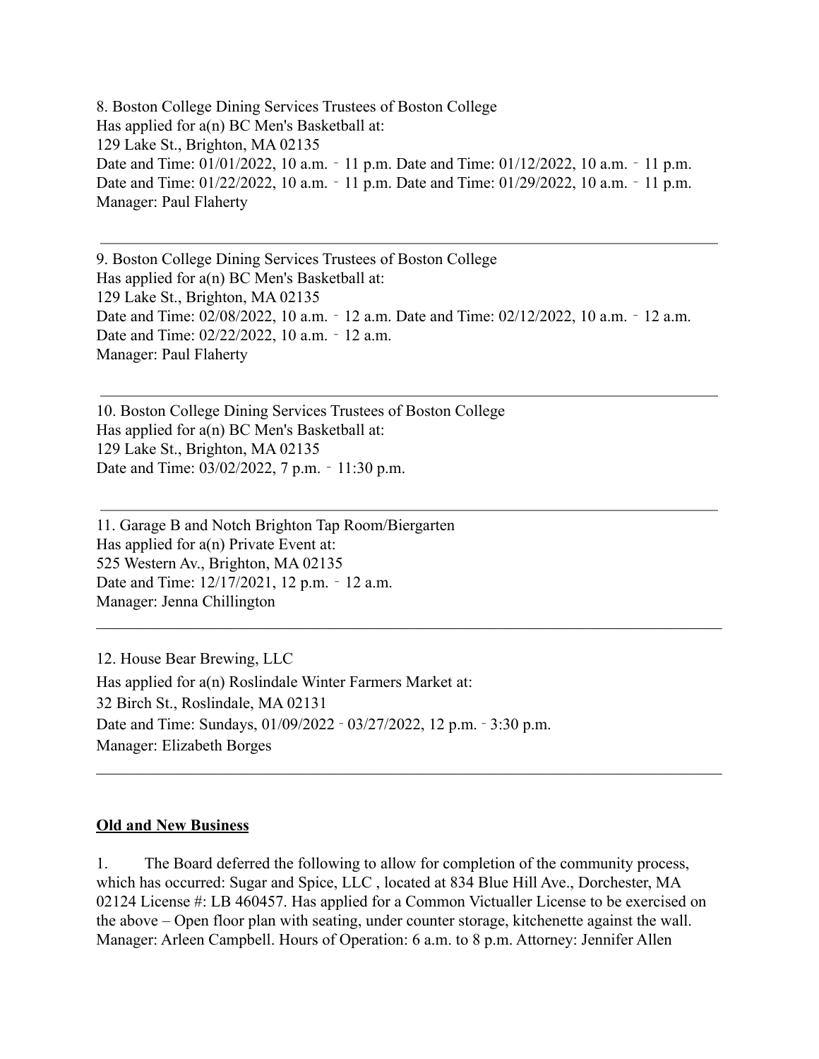8. Boston College Dining Services Trustees of Boston College
Has applied for a(n) BC Men's Basketball at:
129 Lake St., Brighton, MA 02135
Date and Time: 01/01/2022, 10 a.m. ‑ 11 p.m. Date and Time: 01/12/2022, 10 a.m. ‑ 11 p.m.
Date and Time: 01/22/2022, 10 a.m. ‑ 11 p.m. Date and Time: 01/29/2022, 10 a.m. ‑ 11 p.m.
Manager: Paul Flaherty

---

9. Boston College Dining Services Trustees of Boston College
Has applied for a(n) BC Men's Basketball at:
129 Lake St., Brighton, MA 02135
Date and Time: 02/08/2022, 10 a.m. ‑ 12 a.m. Date and Time: 02/12/2022, 10 a.m. ‑ 12 a.m.
Date and Time: 02/22/2022, 10 a.m. ‑ 12 a.m.
Manager: Paul Flaherty

---

10. Boston College Dining Services Trustees of Boston College
Has applied for a(n) BC Men's Basketball at:
129 Lake St., Brighton, MA 02135
Date and Time: 03/02/2022, 7 p.m. ‑ 11:30 p.m.

---

11. Garage B and Notch Brighton Tap Room/Biergarten
Has applied for a(n) Private Event at:
525 Western Av., Brighton, MA 02135
Date and Time: 12/17/2021, 12 p.m. ‑ 12 a.m.
Manager: Jenna Chillington

---

12. House Bear Brewing, LLC
Has applied for a(n) Roslindale Winter Farmers Market at:
32 Birch St., Roslindale, MA 02131
Date and Time: Sundays, 01/09/2022 ‑ 03/27/2022, 12 p.m. ‑ 3:30 p.m.
Manager: Elizabeth Borges

---

**Old and New Business**

1. The Board deferred the following to allow for completion of the community process, which has occurred: Sugar and Spice, LLC , located at 834 Blue Hill Ave., Dorchester, MA 02124 License #: LB 460457. Has applied for a Common Victualler License to be exercised on the above – Open floor plan with seating, under counter storage, kitchenette against the wall. Manager: Arleen Campbell. Hours of Operation: 6 a.m. to 8 p.m. Attorney: Jennifer Allen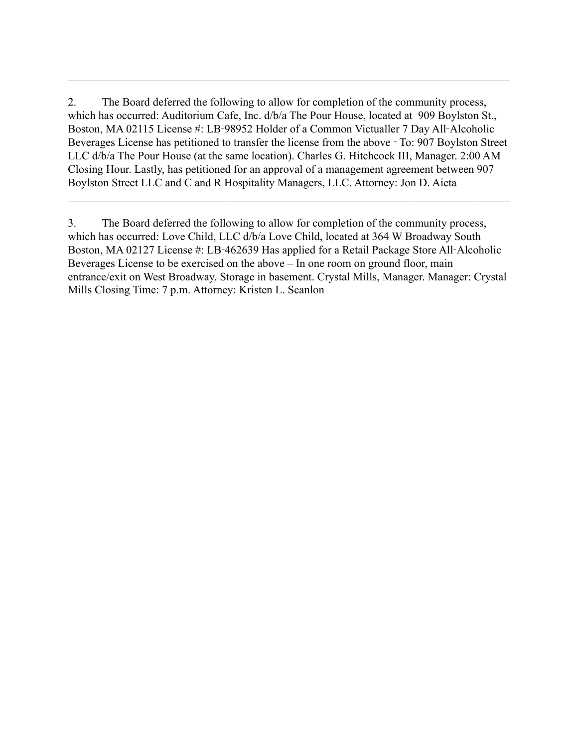---

2. The Board deferred the following to allow for completion of the community process, which has occurred: Auditorium Cafe, Inc. d/b/a The Pour House, located at 909 Boylston St., Boston, MA 02115 License #: LB‑98952 Holder of a Common Victualler 7 Day All‑Alcoholic Beverages License has petitioned to transfer the license from the above ‑ To: 907 Boylston Street LLC d/b/a The Pour House (at the same location). Charles G. Hitchcock III, Manager. 2:00 AM Closing Hour. Lastly, has petitioned for an approval of a management agreement between 907 Boylston Street LLC and C and R Hospitality Managers, LLC. Attorney: Jon D. Aieta

---

3. The Board deferred the following to allow for completion of the community process, which has occurred: Love Child, LLC d/b/a Love Child, located at 364 W Broadway South Boston, MA 02127 License #: LB‑462639 Has applied for a Retail Package Store All‑Alcoholic Beverages License to be exercised on the above – In one room on ground floor, main entrance/exit on West Broadway. Storage in basement. Crystal Mills, Manager. Manager: Crystal Mills Closing Time: 7 p.m. Attorney: Kristen L. Scanlon